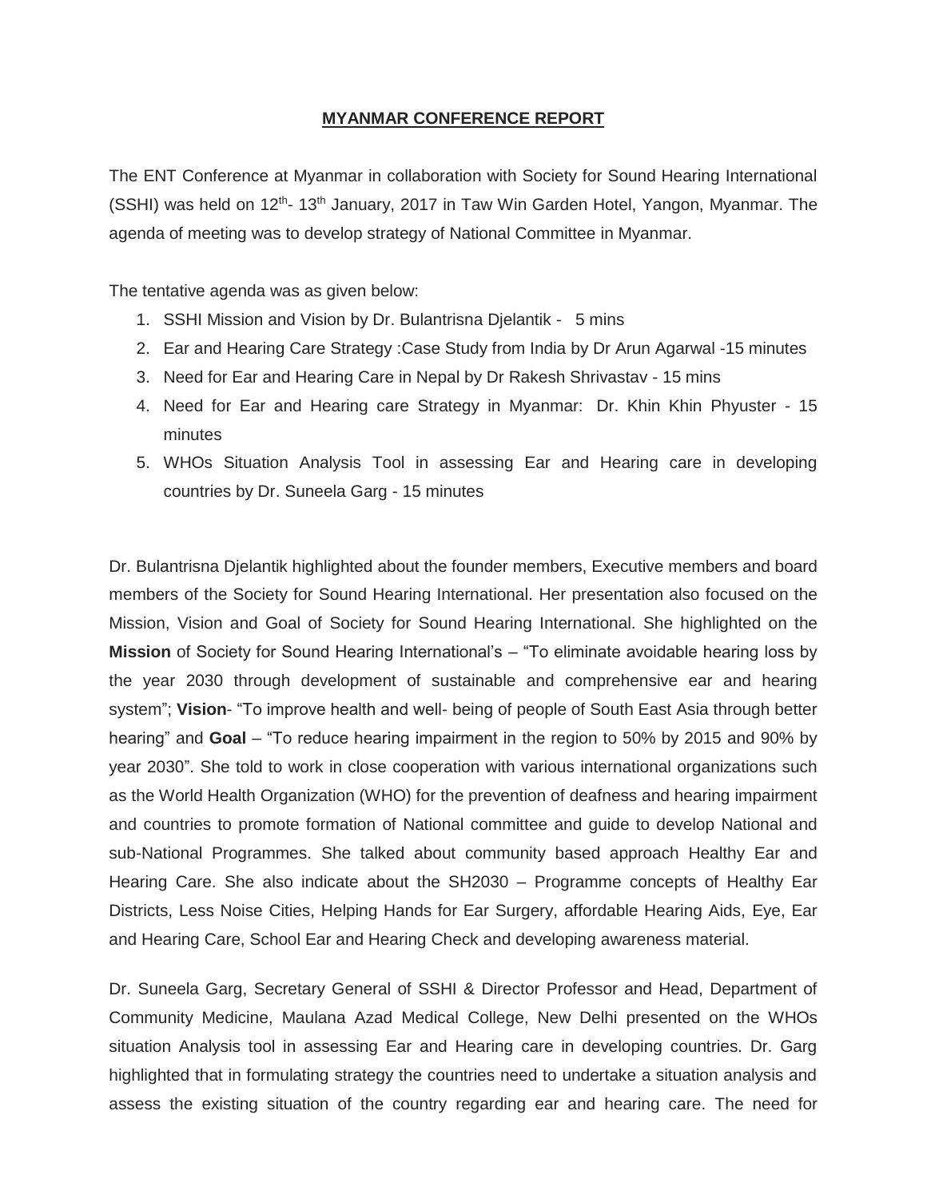# MYANMAR CONFERENCE REPORT

The ENT Conference at Myanmar in collaboration with Society for Sound Hearing International (SSHI) was held on 12th- 13th January, 2017 in Taw Win Garden Hotel, Yangon, Myanmar. The agenda of meeting was to develop strategy of National Committee in Myanmar.

The tentative agenda was as given below:

1. SSHI Mission and Vision by Dr. Bulantrisna Djelantik - 5 mins
2. Ear and Hearing Care Strategy :Case Study from India by Dr Arun Agarwal -15 minutes
3. Need for Ear and Hearing Care in Nepal by Dr Rakesh Shrivastav - 15 mins
4. Need for Ear and Hearing care Strategy in Myanmar: Dr. Khin Khin Phyuster - 15 minutes
5. WHOs Situation Analysis Tool in assessing Ear and Hearing care in developing countries by Dr. Suneela Garg - 15 minutes

Dr. Bulantrisna Djelantik highlighted about the founder members, Executive members and board members of the Society for Sound Hearing International. Her presentation also focused on the Mission, Vision and Goal of Society for Sound Hearing International. She highlighted on the **Mission** of Society for Sound Hearing International's – "To eliminate avoidable hearing loss by the year 2030 through development of sustainable and comprehensive ear and hearing system"; **Vision**- "To improve health and well- being of people of South East Asia through better hearing" and **Goal** – "To reduce hearing impairment in the region to 50% by 2015 and 90% by year 2030". She told to work in close cooperation with various international organizations such as the World Health Organization (WHO) for the prevention of deafness and hearing impairment and countries to promote formation of National committee and guide to develop National and sub-National Programmes. She talked about community based approach Healthy Ear and Hearing Care. She also indicate about the SH2030 – Programme concepts of Healthy Ear Districts, Less Noise Cities, Helping Hands for Ear Surgery, affordable Hearing Aids, Eye, Ear and Hearing Care, School Ear and Hearing Check and developing awareness material.

Dr. Suneela Garg, Secretary General of SSHI & Director Professor and Head, Department of Community Medicine, Maulana Azad Medical College, New Delhi presented on the WHOs situation Analysis tool in assessing Ear and Hearing care in developing countries. Dr. Garg highlighted that in formulating strategy the countries need to undertake a situation analysis and assess the existing situation of the country regarding ear and hearing care. The need for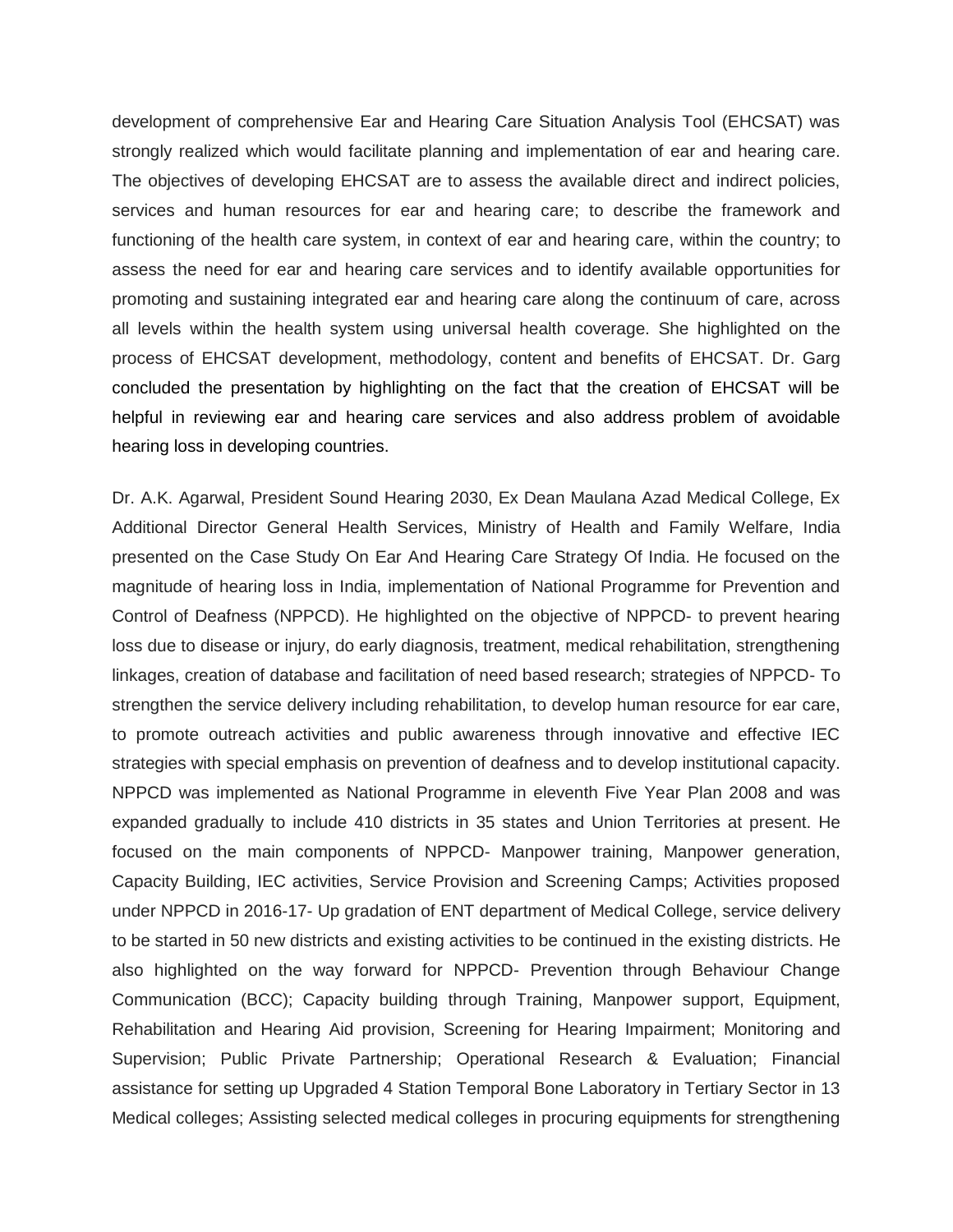development of comprehensive Ear and Hearing Care Situation Analysis Tool (EHCSAT) was strongly realized which would facilitate planning and implementation of ear and hearing care. The objectives of developing EHCSAT are to assess the available direct and indirect policies, services and human resources for ear and hearing care; to describe the framework and functioning of the health care system, in context of ear and hearing care, within the country; to assess the need for ear and hearing care services and to identify available opportunities for promoting and sustaining integrated ear and hearing care along the continuum of care, across all levels within the health system using universal health coverage. She highlighted on the process of EHCSAT development, methodology, content and benefits of EHCSAT. Dr. Garg concluded the presentation by highlighting on the fact that the creation of EHCSAT will be helpful in reviewing ear and hearing care services and also address problem of avoidable hearing loss in developing countries.

Dr. A.K. Agarwal, President Sound Hearing 2030, Ex Dean Maulana Azad Medical College, Ex Additional Director General Health Services, Ministry of Health and Family Welfare, India presented on the Case Study On Ear And Hearing Care Strategy Of India. He focused on the magnitude of hearing loss in India, implementation of National Programme for Prevention and Control of Deafness (NPPCD). He highlighted on the objective of NPPCD- to prevent hearing loss due to disease or injury, do early diagnosis, treatment, medical rehabilitation, strengthening linkages, creation of database and facilitation of need based research; strategies of NPPCD- To strengthen the service delivery including rehabilitation, to develop human resource for ear care, to promote outreach activities and public awareness through innovative and effective IEC strategies with special emphasis on prevention of deafness and to develop institutional capacity. NPPCD was implemented as National Programme in eleventh Five Year Plan 2008 and was expanded gradually to include 410 districts in 35 states and Union Territories at present. He focused on the main components of NPPCD- Manpower training, Manpower generation, Capacity Building, IEC activities, Service Provision and Screening Camps; Activities proposed under NPPCD in 2016-17- Up gradation of ENT department of Medical College, service delivery to be started in 50 new districts and existing activities to be continued in the existing districts. He also highlighted on the way forward for NPPCD- Prevention through Behaviour Change Communication (BCC); Capacity building through Training, Manpower support, Equipment, Rehabilitation and Hearing Aid provision, Screening for Hearing Impairment; Monitoring and Supervision; Public Private Partnership; Operational Research & Evaluation; Financial assistance for setting up Upgraded 4 Station Temporal Bone Laboratory in Tertiary Sector in 13 Medical colleges; Assisting selected medical colleges in procuring equipments for strengthening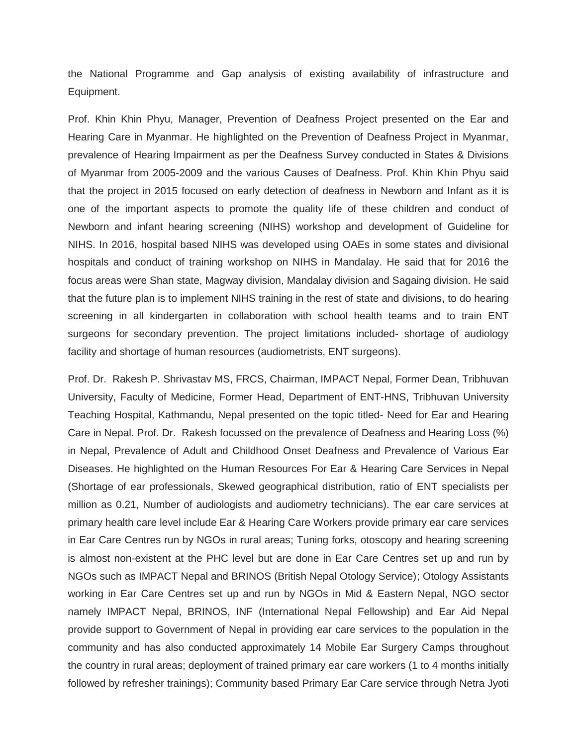the National Programme and Gap analysis of existing availability of infrastructure and Equipment.

Prof. Khin Khin Phyu, Manager, Prevention of Deafness Project presented on the Ear and Hearing Care in Myanmar. He highlighted on the Prevention of Deafness Project in Myanmar, prevalence of Hearing Impairment as per the Deafness Survey conducted in States & Divisions of Myanmar from 2005-2009 and the various Causes of Deafness. Prof. Khin Khin Phyu said that the project in 2015 focused on early detection of deafness in Newborn and Infant as it is one of the important aspects to promote the quality life of these children and conduct of Newborn and infant hearing screening (NIHS) workshop and development of Guideline for NIHS. In 2016, hospital based NIHS was developed using OAEs in some states and divisional hospitals and conduct of training workshop on NIHS in Mandalay. He said that for 2016 the focus areas were Shan state, Magway division, Mandalay division and Sagaing division. He said that the future plan is to implement NIHS training in the rest of state and divisions, to do hearing screening in all kindergarten in collaboration with school health teams and to train ENT surgeons for secondary prevention. The project limitations included- shortage of audiology facility and shortage of human resources (audiometrists, ENT surgeons).

Prof. Dr. Rakesh P. Shrivastav MS, FRCS, Chairman, IMPACT Nepal, Former Dean, Tribhuvan University, Faculty of Medicine, Former Head, Department of ENT-HNS, Tribhuvan University Teaching Hospital, Kathmandu, Nepal presented on the topic titled- Need for Ear and Hearing Care in Nepal. Prof. Dr. Rakesh focussed on the prevalence of Deafness and Hearing Loss (%) in Nepal, Prevalence of Adult and Childhood Onset Deafness and Prevalence of Various Ear Diseases. He highlighted on the Human Resources For Ear & Hearing Care Services in Nepal (Shortage of ear professionals, Skewed geographical distribution, ratio of ENT specialists per million as 0.21, Number of audiologists and audiometry technicians). The ear care services at primary health care level include Ear & Hearing Care Workers provide primary ear care services in Ear Care Centres run by NGOs in rural areas; Tuning forks, otoscopy and hearing screening is almost non-existent at the PHC level but are done in Ear Care Centres set up and run by NGOs such as IMPACT Nepal and BRINOS (British Nepal Otology Service); Otology Assistants working in Ear Care Centres set up and run by NGOs in Mid & Eastern Nepal, NGO sector namely IMPACT Nepal, BRINOS, INF (International Nepal Fellowship) and Ear Aid Nepal provide support to Government of Nepal in providing ear care services to the population in the community and has also conducted approximately 14 Mobile Ear Surgery Camps throughout the country in rural areas; deployment of trained primary ear care workers (1 to 4 months initially followed by refresher trainings); Community based Primary Ear Care service through Netra Jyoti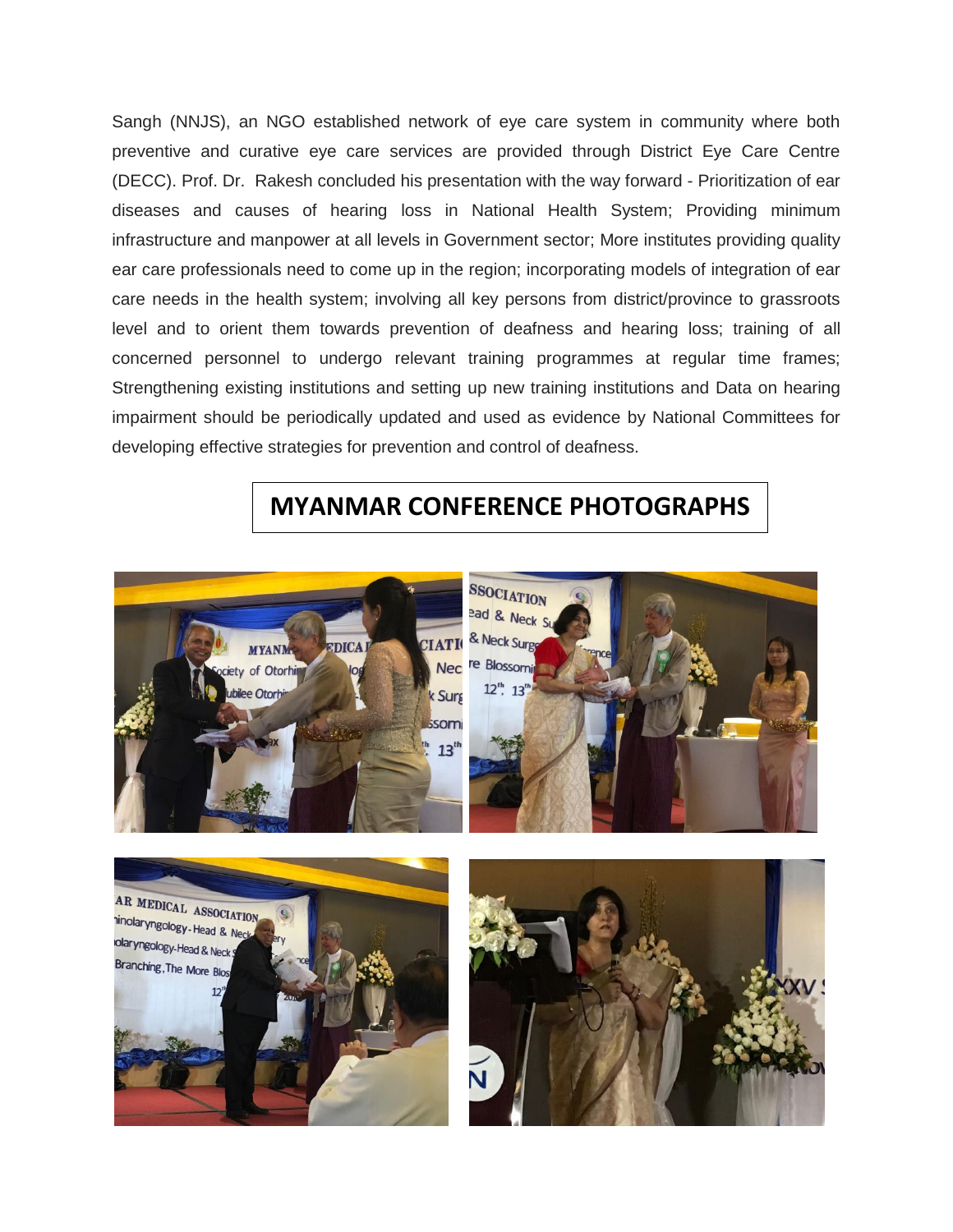Sangh (NNJS), an NGO established network of eye care system in community where both preventive and curative eye care services are provided through District Eye Care Centre (DECC). Prof. Dr. Rakesh concluded his presentation with the way forward - Prioritization of ear diseases and causes of hearing loss in National Health System; Providing minimum infrastructure and manpower at all levels in Government sector; More institutes providing quality ear care professionals need to come up in the region; incorporating models of integration of ear care needs in the health system; involving all key persons from district/province to grassroots level and to orient them towards prevention of deafness and hearing loss; training of all concerned personnel to undergo relevant training programmes at regular time frames; Strengthening existing institutions and setting up new training institutions and Data on hearing impairment should be periodically updated and used as evidence by National Committees for developing effective strategies for prevention and control of deafness.

## MYANMAR CONFERENCE PHOTOGRAPHS